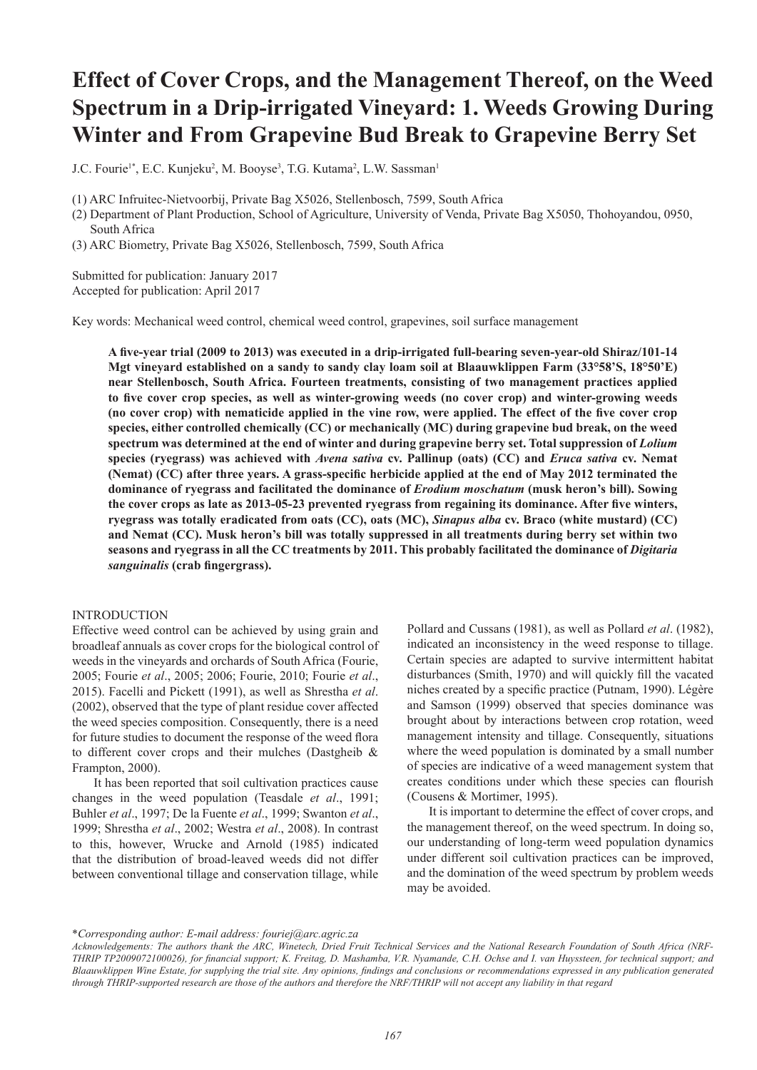# Effect of Cover Crops, and the Management Thereof, on the Weed Spectrum in a Drip-irrigated Vineyard: 1. Weeds Growing During Winter and From Grapevine Bud Break to Grapevine Berry Set

J.C. Fourie[1*], E.C. Kunjeku[2], M. Booyse[3], T.G. Kutama[2], L.W. Sassman[1]

(1) ARC Infruitec-Nietvoorbij, Private Bag X5026, Stellenbosch, 7599, South Africa
(2) Department of Plant Production, School of Agriculture, University of Venda, Private Bag X5050, Thohoyandou, 0950, South Africa
(3) ARC Biometry, Private Bag X5026, Stellenbosch, 7599, South Africa

Submitted for publication: January 2017
Accepted for publication: April 2017

Key words: Mechanical weed control, chemical weed control, grapevines, soil surface management

**A five-year trial (2009 to 2013) was executed in a drip-irrigated full-bearing seven-year-old Shiraz/101-14 Mgt vineyard established on a sandy to sandy clay loam soil at Blaauwklippen Farm (33°58'S, 18°50'E) near Stellenbosch, South Africa. Fourteen treatments, consisting of two management practices applied to five cover crop species, as well as winter-growing weeds (no cover crop) and winter-growing weeds (no cover crop) with nematicide applied in the vine row, were applied. The effect of the five cover crop species, either controlled chemically (CC) or mechanically (MC) during grapevine bud break, on the weed spectrum was determined at the end of winter and during grapevine berry set. Total suppression of *Lolium* species (ryegrass) was achieved with *Avena sativa* cv. Pallinup (oats) (CC) and *Eruca sativa* cv. Nemat (Nemat) (CC) after three years. A grass-specific herbicide applied at the end of May 2012 terminated the dominance of ryegrass and facilitated the dominance of *Erodium moschatum* (musk heron's bill). Sowing the cover crops as late as 2013-05-23 prevented ryegrass from regaining its dominance. After five winters, ryegrass was totally eradicated from oats (CC), oats (MC), *Sinapus alba* cv. Braco (white mustard) (CC) and Nemat (CC). Musk heron's bill was totally suppressed in all treatments during berry set within two seasons and ryegrass in all the CC treatments by 2011. This probably facilitated the dominance of *Digitaria sanguinalis* (crab fingergrass).**

## INTRODUCTION

Effective weed control can be achieved by using grain and broadleaf annuals as cover crops for the biological control of weeds in the vineyards and orchards of South Africa (Fourie, 2005; Fourie *et al*., 2005; 2006; Fourie, 2010; Fourie *et al*., 2015). Facelli and Pickett (1991), as well as Shrestha *et al*. (2002), observed that the type of plant residue cover affected the weed species composition. Consequently, there is a need for future studies to document the response of the weed flora to different cover crops and their mulches (Dastgheib & Frampton, 2000).

It has been reported that soil cultivation practices cause changes in the weed population (Teasdale *et al*., 1991; Buhler *et al*., 1997; De la Fuente *et al*., 1999; Swanton *et al*., 1999; Shrestha *et al*., 2002; Westra *et al*., 2008). In contrast to this, however, Wrucke and Arnold (1985) indicated that the distribution of broad-leaved weeds did not differ between conventional tillage and conservation tillage, while Pollard and Cussans (1981), as well as Pollard *et al*. (1982), indicated an inconsistency in the weed response to tillage. Certain species are adapted to survive intermittent habitat disturbances (Smith, 1970) and will quickly fill the vacated niches created by a specific practice (Putnam, 1990). Légère and Samson (1999) observed that species dominance was brought about by interactions between crop rotation, weed management intensity and tillage. Consequently, situations where the weed population is dominated by a small number of species are indicative of a weed management system that creates conditions under which these species can flourish (Cousens & Mortimer, 1995).

It is important to determine the effect of cover crops, and the management thereof, on the weed spectrum. In doing so, our understanding of long-term weed population dynamics under different soil cultivation practices can be improved, and the domination of the weed spectrum by problem weeds may be avoided.

\**Corresponding author: E-mail address: fouriej@arc.agric.za*

*Acknowledgements: The authors thank the ARC, Winetech, Dried Fruit Technical Services and the National Research Foundation of South Africa (NRF-THRIP TP2009072100026), for financial support; K. Freitag, D. Mashamba, V.R. Nyamande, C.H. Ochse and I. van Huyssteen, for technical support; and Blaauwklippen Wine Estate, for supplying the trial site. Any opinions, findings and conclusions or recommendations expressed in any publication generated through THRIP-supported research are those of the authors and therefore the NRF/THRIP will not accept any liability in that regard*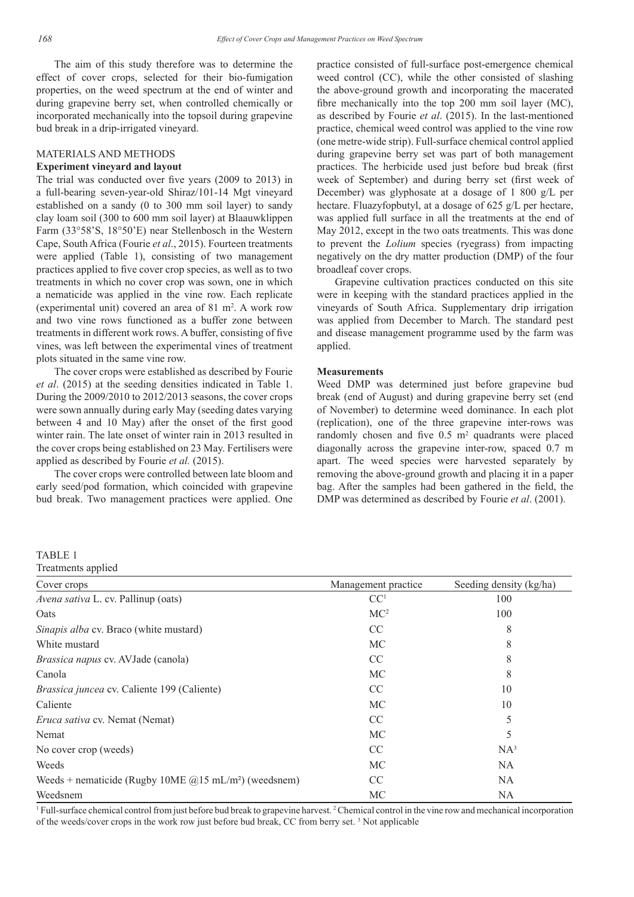The aim of this study therefore was to determine the effect of cover crops, selected for their bio-fumigation properties, on the weed spectrum at the end of winter and during grapevine berry set, when controlled chemically or incorporated mechanically into the topsoil during grapevine bud break in a drip-irrigated vineyard.

## MATERIALS AND METHODS

### Experiment vineyard and layout

The trial was conducted over five years (2009 to 2013) in a full-bearing seven-year-old Shiraz/101-14 Mgt vineyard established on a sandy (0 to 300 mm soil layer) to sandy clay loam soil (300 to 600 mm soil layer) at Blaauwklippen Farm (33°58'S, 18°50'E) near Stellenbosch in the Western Cape, South Africa (Fourie *et al*., 2015). Fourteen treatments were applied (Table 1), consisting of two management practices applied to five cover crop species, as well as to two treatments in which no cover crop was sown, one in which a nematicide was applied in the vine row. Each replicate (experimental unit) covered an area of 81 m². A work row and two vine rows functioned as a buffer zone between treatments in different work rows. A buffer, consisting of five vines, was left between the experimental vines of treatment plots situated in the same vine row.

The cover crops were established as described by Fourie *et al*. (2015) at the seeding densities indicated in Table 1. During the 2009/2010 to 2012/2013 seasons, the cover crops were sown annually during early May (seeding dates varying between 4 and 10 May) after the onset of the first good winter rain. The late onset of winter rain in 2013 resulted in the cover crops being established on 23 May. Fertilisers were applied as described by Fourie *et al.* (2015).

The cover crops were controlled between late bloom and early seed/pod formation, which coincided with grapevine bud break. Two management practices were applied. One practice consisted of full-surface post-emergence chemical weed control (CC), while the other consisted of slashing the above-ground growth and incorporating the macerated fibre mechanically into the top 200 mm soil layer (MC), as described by Fourie *et al*. (2015). In the last-mentioned practice, chemical weed control was applied to the vine row (one metre-wide strip). Full-surface chemical control applied during grapevine berry set was part of both management practices. The herbicide used just before bud break (first week of September) and during berry set (first week of December) was glyphosate at a dosage of 1 800 g/L per hectare. Fluazyfopbutyl, at a dosage of 625 g/L per hectare, was applied full surface in all the treatments at the end of May 2012, except in the two oats treatments. This was done to prevent the *Lolium* species (ryegrass) from impacting negatively on the dry matter production (DMP) of the four broadleaf cover crops.

Grapevine cultivation practices conducted on this site were in keeping with the standard practices applied in the vineyards of South Africa. Supplementary drip irrigation was applied from December to March. The standard pest and disease management programme used by the farm was applied.

### Measurements

Weed DMP was determined just before grapevine bud break (end of August) and during grapevine berry set (end of November) to determine weed dominance. In each plot (replication), one of the three grapevine inter-rows was randomly chosen and five 0.5 m² quadrants were placed diagonally across the grapevine inter-row, spaced 0.7 m apart. The weed species were harvested separately by removing the above-ground growth and placing it in a paper bag. After the samples had been gathered in the field, the DMP was determined as described by Fourie *et al*. (2001).

TABLE 1
Treatments applied

| Cover crops | Management practice | Seeding density (kg/ha) |
|---|---|---|
| *Avena sativa* L. cv. Pallinup (oats) | CC[1] | 100 |
| Oats | MC[2] | 100 |
| *Sinapis alba* cv. Braco (white mustard) | CC | 8 |
| White mustard | MC | 8 |
| *Brassica napus* cv. AVJade (canola) | CC | 8 |
| Canola | MC | 8 |
| *Brassica juncea* cv. Caliente 199 (Caliente) | CC | 10 |
| Caliente | MC | 10 |
| *Eruca sativa* cv. Nemat (Nemat) | CC | 5 |
| Nemat | MC | 5 |
| No cover crop (weeds) | CC | NA[3] |
| Weeds | MC | NA |
| Weeds + nematicide (Rugby 10ME @15 mL/m²) (weedsnem) | CC | NA |
| Weedsnem | MC | NA |

[1] Full-surface chemical control from just before bud break to grapevine harvest. [2] Chemical control in the vine row and mechanical incorporation of the weeds/cover crops in the work row just before bud break, CC from berry set. [3] Not applicable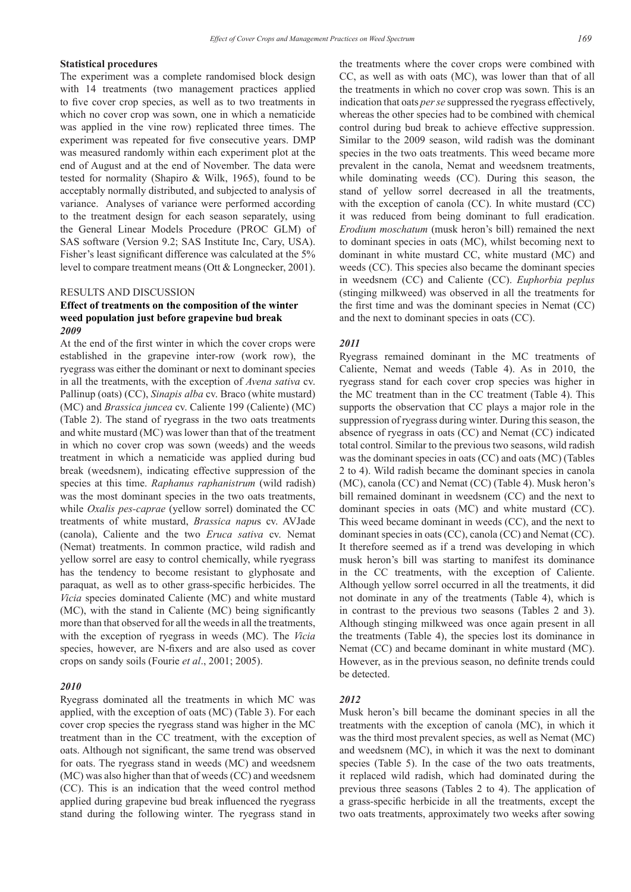**Statistical procedures**

The experiment was a complete randomised block design with 14 treatments (two management practices applied to five cover crop species, as well as to two treatments in which no cover crop was sown, one in which a nematicide was applied in the vine row) replicated three times. The experiment was repeated for five consecutive years. DMP was measured randomly within each experiment plot at the end of August and at the end of November. The data were tested for normality (Shapiro & Wilk, 1965), found to be acceptably normally distributed, and subjected to analysis of variance. Analyses of variance were performed according to the treatment design for each season separately, using the General Linear Models Procedure (PROC GLM) of SAS software (Version 9.2; SAS Institute Inc, Cary, USA). Fisher's least significant difference was calculated at the 5% level to compare treatment means (Ott & Longnecker, 2001).

## RESULTS AND DISCUSSION

### Effect of treatments on the composition of the winter weed population just before grapevine bud break

#### *2009*

At the end of the first winter in which the cover crops were established in the grapevine inter-row (work row), the ryegrass was either the dominant or next to dominant species in all the treatments, with the exception of *Avena sativa* cv. Pallinup (oats) (CC), *Sinapis alba* cv. Braco (white mustard) (MC) and *Brassica juncea* cv. Caliente 199 (Caliente) (MC) (Table 2). The stand of ryegrass in the two oats treatments and white mustard (MC) was lower than that of the treatment in which no cover crop was sown (weeds) and the weeds treatment in which a nematicide was applied during bud break (weedsnem), indicating effective suppression of the species at this time. *Raphanus raphanistrum* (wild radish) was the most dominant species in the two oats treatments, while *Oxalis pes-caprae* (yellow sorrel) dominated the CC treatments of white mustard, *Brassica napu*s cv. AVJade (canola), Caliente and the two *Eruca sativa* cv. Nemat (Nemat) treatments. In common practice, wild radish and yellow sorrel are easy to control chemically, while ryegrass has the tendency to become resistant to glyphosate and paraquat, as well as to other grass-specific herbicides. The *Vicia* species dominated Caliente (MC) and white mustard (MC), with the stand in Caliente (MC) being significantly more than that observed for all the weeds in all the treatments, with the exception of ryegrass in weeds (MC). The *Vicia* species, however, are N-fixers and are also used as cover crops on sandy soils (Fourie *et al*., 2001; 2005).

#### *2010*

Ryegrass dominated all the treatments in which MC was applied, with the exception of oats (MC) (Table 3). For each cover crop species the ryegrass stand was higher in the MC treatment than in the CC treatment, with the exception of oats. Although not significant, the same trend was observed for oats. The ryegrass stand in weeds (MC) and weedsnem (MC) was also higher than that of weeds (CC) and weedsnem (CC). This is an indication that the weed control method applied during grapevine bud break influenced the ryegrass stand during the following winter. The ryegrass stand in the treatments where the cover crops were combined with CC, as well as with oats (MC), was lower than that of all the treatments in which no cover crop was sown. This is an indication that oats *per se* suppressed the ryegrass effectively, whereas the other species had to be combined with chemical control during bud break to achieve effective suppression. Similar to the 2009 season, wild radish was the dominant species in the two oats treatments. This weed became more prevalent in the canola, Nemat and weedsnem treatments, while dominating weeds (CC). During this season, the stand of yellow sorrel decreased in all the treatments, with the exception of canola (CC). In white mustard (CC) it was reduced from being dominant to full eradication. *Erodium moschatum* (musk heron's bill) remained the next to dominant species in oats (MC), whilst becoming next to dominant in white mustard CC, white mustard (MC) and weeds (CC). This species also became the dominant species in weedsnem (CC) and Caliente (CC). *Euphorbia peplus* (stinging milkweed) was observed in all the treatments for the first time and was the dominant species in Nemat (CC) and the next to dominant species in oats (CC).

#### *2011*

Ryegrass remained dominant in the MC treatments of Caliente, Nemat and weeds (Table 4). As in 2010, the ryegrass stand for each cover crop species was higher in the MC treatment than in the CC treatment (Table 4). This supports the observation that CC plays a major role in the suppression of ryegrass during winter. During this season, the absence of ryegrass in oats (CC) and Nemat (CC) indicated total control. Similar to the previous two seasons, wild radish was the dominant species in oats (CC) and oats (MC) (Tables 2 to 4). Wild radish became the dominant species in canola (MC), canola (CC) and Nemat (CC) (Table 4). Musk heron's bill remained dominant in weedsnem (CC) and the next to dominant species in oats (MC) and white mustard (CC). This weed became dominant in weeds (CC), and the next to dominant species in oats (CC), canola (CC) and Nemat (CC). It therefore seemed as if a trend was developing in which musk heron's bill was starting to manifest its dominance in the CC treatments, with the exception of Caliente. Although yellow sorrel occurred in all the treatments, it did not dominate in any of the treatments (Table 4), which is in contrast to the previous two seasons (Tables 2 and 3). Although stinging milkweed was once again present in all the treatments (Table 4), the species lost its dominance in Nemat (CC) and became dominant in white mustard (MC). However, as in the previous season, no definite trends could be detected.

#### *2012*

Musk heron's bill became the dominant species in all the treatments with the exception of canola (MC), in which it was the third most prevalent species, as well as Nemat (MC) and weedsnem (MC), in which it was the next to dominant species (Table 5). In the case of the two oats treatments, it replaced wild radish, which had dominated during the previous three seasons (Tables 2 to 4). The application of a grass-specific herbicide in all the treatments, except the two oats treatments, approximately two weeks after sowing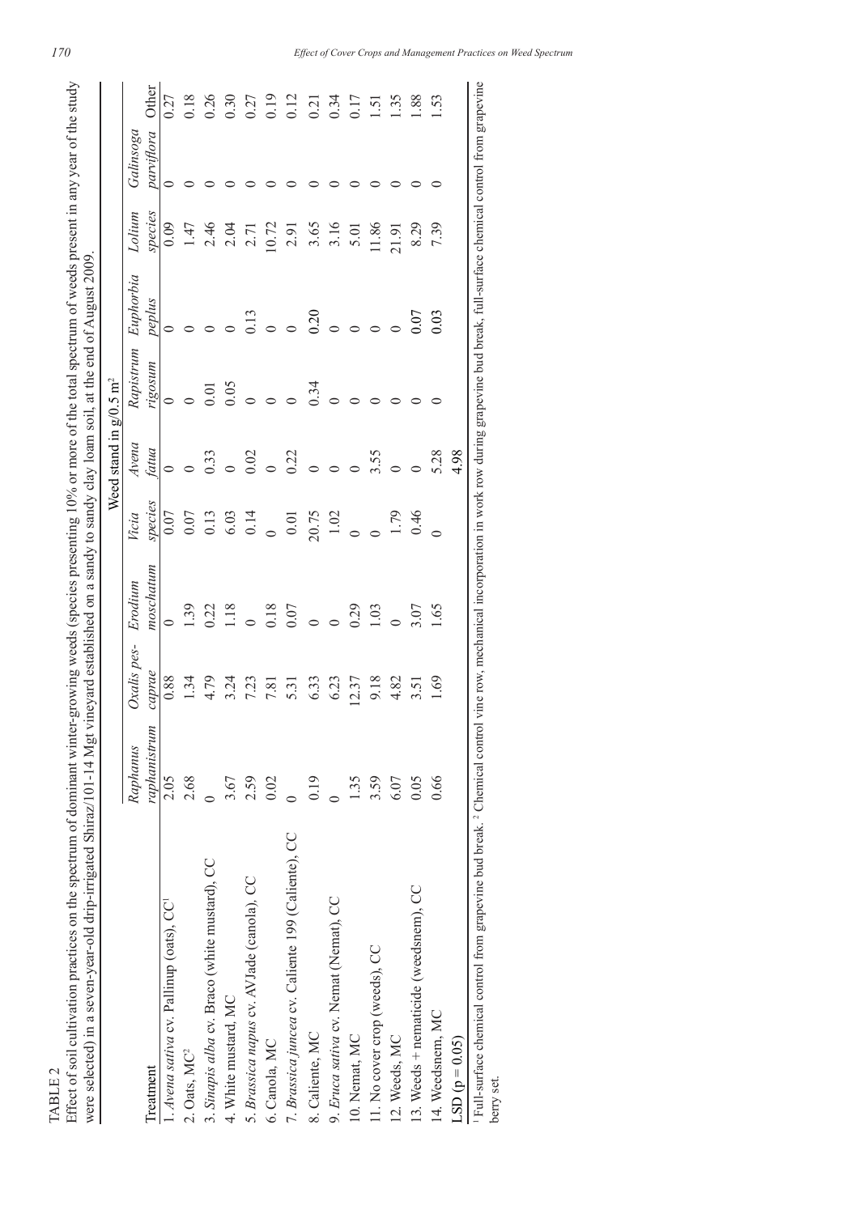TABLE 2

Effect of soil cultivation practices on the spectrum of dominant winter-growing weeds (species presenting 10% or more of the total spectrum of weeds present in any year of the study were selected) in a seven-year-old drip-irrigated Shiraz/101-14 Mgt vineyard established on a sandy to sandy clay loam soil, at the end of August 2009.

| Treatment | Weed stand in g/0.5 m² | | | | | | | | | |
|---|---|---|---|---|---|---|---|---|---|---|
| | *Raphanus raphanistrum* | *Oxalis pes-caprae* | *Erodium moschatum* | *Vicia species* | *Avena fatua* | *Rapistrum rigosum* | *Euphorbia peplus* | *Lolium species* | *Galinsoga parviflora* | Other |
| 1. *Avena sativa* cv. Pallinup (oats), CC[1] | 2.05 | 0.88 | 0 | 0.07 | 0 | 0 | 0 | 0.09 | 0 | 0.27 |
| 2. Oats, MC[2] | 2.68 | 1.34 | 1.39 | 0.07 | 0 | 0 | 0 | 1.47 | 0 | 0.18 |
| 3. *Sinapis alba* cv. Braco (white mustard), CC | 0 | 4.79 | 0.22 | 0.13 | 0.33 | 0.01 | 0 | 2.46 | 0 | 0.26 |
| 4. White mustard, MC | 3.67 | 3.24 | 1.18 | 6.03 | 0 | 0.05 | 0 | 2.04 | 0 | 0.30 |
| 5. *Brassica napus* cv. AVJade (canola), CC | 2.59 | 7.23 | 0 | 0.14 | 0.02 | 0 | 0.13 | 2.71 | 0 | 0.27 |
| 6. Canola, MC | 0.02 | 7.81 | 0.18 | 0 | 0 | 0 | 0 | 10.72 | 0 | 0.19 |
| 7. *Brassica juncea* cv. Caliente 199 (Caliente), CC | 0 | 5.31 | 0.07 | 0.01 | 0.22 | 0 | 0 | 2.91 | 0 | 0.12 |
| 8. Caliente, MC | 0.19 | 6.33 | 0 | 20.75 | 0 | 0.34 | 0.20 | 3.65 | 0 | 0.21 |
| 9. *Eruca sativa* cv. Nemat (Nemat), CC | 0 | 6.23 | 0 | 1.02 | 0 | 0 | 0 | 3.16 | 0 | 0.34 |
| 10. Nemat, MC | 1.35 | 12.37 | 0.29 | 0 | 0 | 0 | 0 | 5.01 | 0 | 0.17 |
| 11. No cover crop (weeds), CC | 3.59 | 9.18 | 1.03 | 0 | 3.55 | 0 | 0 | 11.86 | 0 | 1.51 |
| 12. Weeds, MC | 6.07 | 4.82 | 0 | 1.79 | 0 | 0 | 0 | 21.91 | 0 | 1.35 |
| 13. Weeds + nematicide (weedsnem), CC | 0.05 | 3.51 | 3.07 | 0.46 | 0 | 0 | 0.07 | 8.29 | 0 | 1.88 |
| 14. Weedsnem, MC | 0.66 | 1.69 | 1.65 | 0 | 5.28 | 0 | 0.03 | 7.39 | 0 | 1.53 |
| LSD ($p = 0.05$) | | | | | 4.98 | | | | | |

[1] Full-surface chemical control from grapevine bud break. [2] Chemical control vine row, mechanical incorporation in work row during grapevine bud break, full-surface chemical control from grapevine berry set.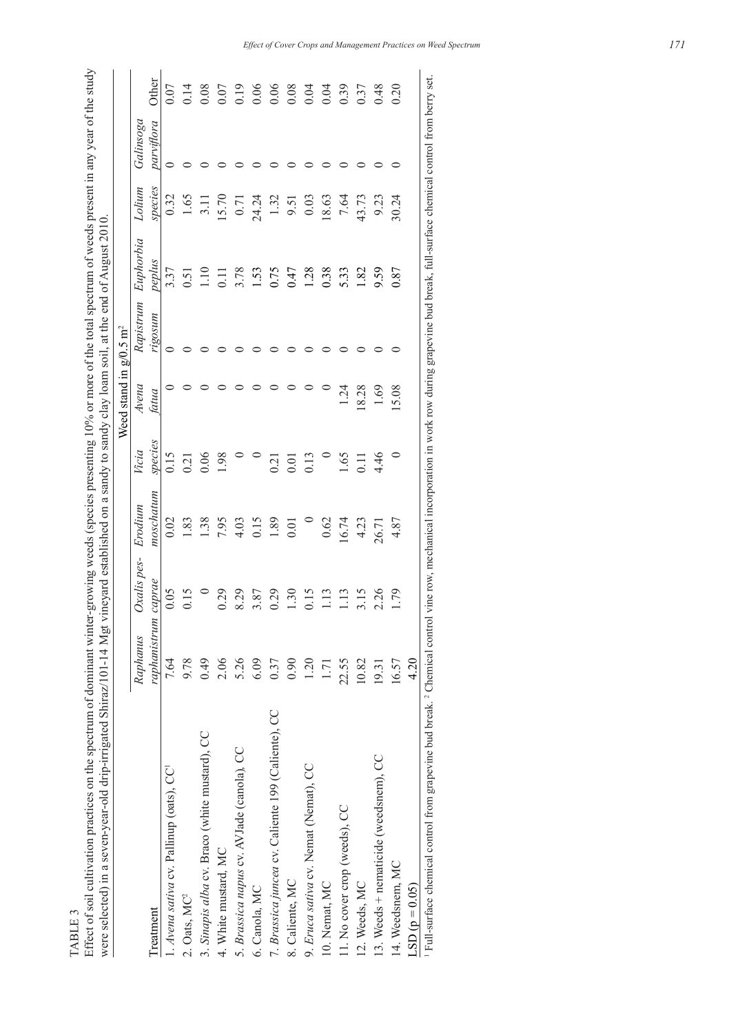TABLE 3

Effect of soil cultivation practices on the spectrum of dominant winter-growing weeds (species presenting 10% or more of the total spectrum of weeds present in any year of the study were selected) in a seven-year-old drip-irrigated Shiraz/101-14 Mgt vineyard established on a sandy to sandy clay loam soil, at the end of August 2010.

| Treatment | Weed stand in g/0.5 m² | | | | | | | | | |
|---|---|---|---|---|---|---|---|---|---|---|
| | *Raphanus raphanistrum* | *Oxalis pes-caprae* | *Erodium moschatum* | *Vicia species* | *Avena fatua* | *Rapistrum rigosum* | *Euphorbia peplus* | *Lolium species* | *Galinsoga parviflora* | Other |
| 1. *Avena sativa* cv. Pallinup (oats), CC[1] | 7.64 | 0.05 | 0.02 | 0.15 | 0 | 0 | 3.37 | 0.32 | 0 | 0.07 |
| 2. Oats, MC[2] | 9.78 | 0.15 | 1.83 | 0.21 | 0 | 0 | 0.51 | 1.65 | 0 | 0.14 |
| 3. *Sinapis alba* cv. Braco (white mustard), CC | 0.49 | 0 | 1.38 | 0.06 | 0 | 0 | 1.10 | 3.11 | 0 | 0.08 |
| 4. White mustard, MC | 2.06 | 0.29 | 7.95 | 1.98 | 0 | 0 | 0.11 | 15.70 | 0 | 0.07 |
| 5. *Brassica napus* cv. AVJade (canola), CC | 5.26 | 8.29 | 4.03 | 0 | 0 | 0 | 3.78 | 0.71 | 0 | 0.19 |
| 6. Canola, MC | 6.09 | 3.87 | 0.15 | 0 | 0 | 0 | 1.53 | 24.24 | 0 | 0.06 |
| 7. *Brassica juncea* cv. Caliente 199 (Caliente), CC | 0.37 | 0.29 | 1.89 | 0.21 | 0 | 0 | 0.75 | 1.32 | 0 | 0.06 |
| 8. Caliente, MC | 0.90 | 1.30 | 0.01 | 0.01 | 0 | 0 | 0.47 | 9.51 | 0 | 0.08 |
| 9. *Eruca sativa* cv. Nemat (Nemat), CC | 1.20 | 0.15 | 0 | 0.13 | 0 | 0 | 1.28 | 0.03 | 0 | 0.04 |
| 10. Nemat, MC | 1.71 | 1.13 | 0.62 | 0 | 0 | 0 | 0.38 | 18.63 | 0 | 0.04 |
| 11. No cover crop (weeds), CC | 22.55 | 1.13 | 16.74 | 1.65 | 1.24 | 0 | 5.33 | 7.64 | 0 | 0.39 |
| 12. Weeds, MC | 10.82 | 3.15 | 4.23 | 0.11 | 18.28 | 0 | 1.82 | 43.73 | 0 | 0.37 |
| 13. Weeds + nematicide (weedsnem), CC | 19.31 | 2.26 | 26.71 | 4.46 | 1.69 | 0 | 9.59 | 9.23 | 0 | 0.48 |
| 14. Weedsnem, MC | 16.57 | 1.79 | 4.87 | 0 | 15.08 | 0 | 0.87 | 30.24 | 0 | 0.20 |
| LSD ($p = 0.05$) | 4.20 | | | | | | | | | |

[1] Full-surface chemical control from grapevine bud break. [2] Chemical control vine row, mechanical incorporation in work row during grapevine bud break, full-surface chemical control from berry set.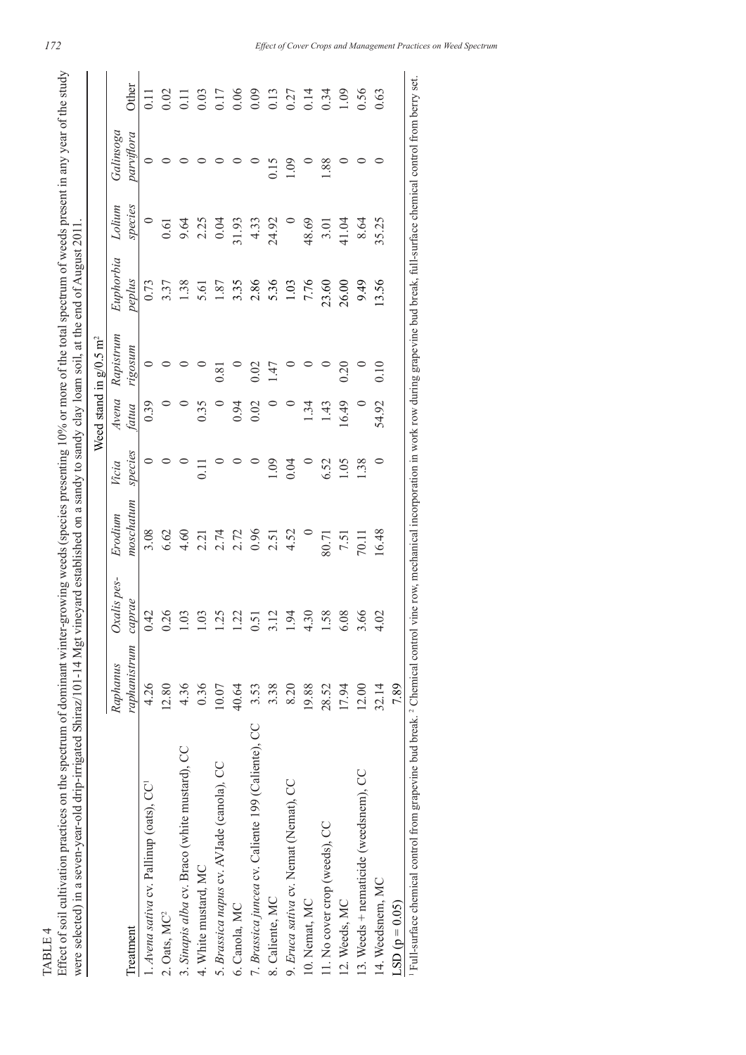TABLE 4

Effect of soil cultivation practices on the spectrum of dominant winter-growing weeds (species presenting 10% or more of the total spectrum of weeds present in any year of the study were selected) in a seven-year-old drip-irrigated Shiraz/101-14 Mgt vineyard established on a sandy to sandy clay loam soil, at the end of August 2011.

| Treatment | Weed stand in g/0.5 m² | | | | | | | | | |
|---|---|---|---|---|---|---|---|---|---|---|
| | *Raphanus raphanistrum* | *Oxalis pes-caprae* | *Erodium moschatum* | *Vicia species* | *Avena fatua* | *Rapistrum rigosum* | *Euphorbia peplus* | *Lolium species* | *Galinsoga parviflora* | Other |
| 1. *Avena sativa* cv. Pallinup (oats), CC[1] | 4.26 | 0.42 | 3.08 | 0 | 0.39 | 0 | 0.73 | 0 | 0 | 0.11 |
| 2. Oats, MC[2] | 12.80 | 0.26 | 6.62 | 0 | 0 | 0 | 3.37 | 0.61 | 0 | 0.02 |
| 3. *Sinapis alba* cv. Braco (white mustard), CC | 4.36 | 1.03 | 4.60 | 0 | 0 | 0 | 1.38 | 9.64 | 0 | 0.11 |
| 4. White mustard, MC | 0.36 | 1.03 | 2.21 | 0.11 | 0.35 | 0 | 5.61 | 2.25 | 0 | 0.03 |
| 5. *Brassica napus* cv. AVJade (canola), CC | 10.07 | 1.25 | 2.74 | 0 | 0 | 0.81 | 1.87 | 0.04 | 0 | 0.17 |
| 6. Canola, MC | 40.64 | 1.22 | 2.72 | 0 | 0.94 | 0 | 3.35 | 31.93 | 0 | 0.06 |
| 7. *Brassica juncea* cv. Caliente 199 (Caliente), CC | 3.53 | 0.51 | 0.96 | 0 | 0.02 | 0.02 | 2.86 | 4.33 | 0 | 0.09 |
| 8. Caliente, MC | 3.38 | 3.12 | 2.51 | 1.09 | 0 | 1.47 | 5.36 | 24.92 | 0.15 | 0.13 |
| 9. *Eruca sativa* cv. Nemat (Nemat), CC | 8.20 | 1.94 | 4.52 | 0.04 | 0 | 0 | 1.03 | 0 | 1.09 | 0.27 |
| 10. Nemat, MC | 19.88 | 4.30 | 0 | 0 | 1.34 | 0 | 7.76 | 48.69 | 0 | 0.14 |
| 11. No cover crop (weeds), CC | 28.52 | 1.58 | 80.71 | 6.52 | 1.43 | 0 | 23.60 | 3.01 | 1.88 | 0.34 |
| 12. Weeds, MC | 17.94 | 6.08 | 7.51 | 1.05 | 16.49 | 0.20 | 26.00 | 41.04 | 0 | 1.09 |
| 13. Weeds + nematicide (weedsnem), CC | 12.00 | 3.66 | 70.11 | 1.38 | 0 | 0 | 9.49 | 8.64 | 0 | 0.56 |
| 14. Weedsnem, MC | 32.14 | 4.02 | 16.48 | 0 | 54.92 | 0.10 | 13.56 | 35.25 | 0 | 0.63 |
| LSD ($p = 0.05$) | 7.89 | | | | | | | | | |

[1] Full-surface chemical control from grapevine bud break. [2] Chemical control vine row, mechanical incorporation in work row during grapevine bud break, full-surface chemical control from berry set.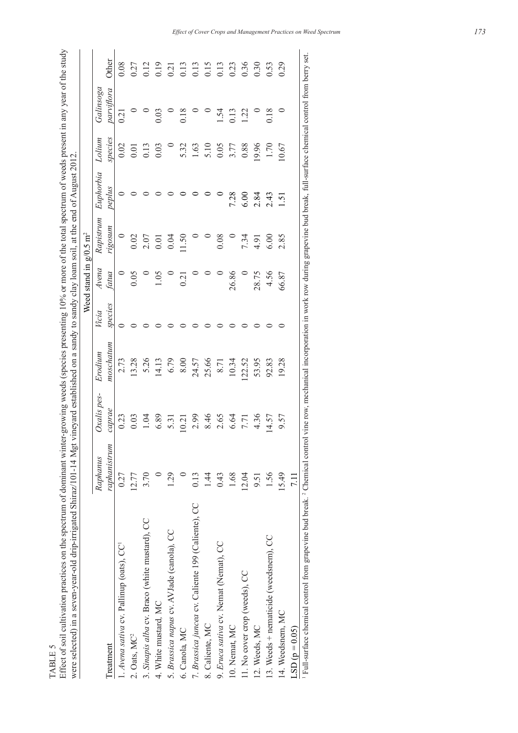TABLE 5

Effect of soil cultivation practices on the spectrum of dominant winter-growing weeds (species presenting 10% or more of the total spectrum of weeds present in any year of the study were selected) in a seven-year-old drip-irrigated Shiraz/101-14 Mgt vineyard established on a sandy to sandy clay loam soil, at the end of August 2012.

| Treatment | Weed stand in g/0.5 m² | | | | | | | | | |
|---|---|---|---|---|---|---|---|---|---|---|
| | *Raphanus raphanistrum* | *Oxalis pes-caprae* | *Erodium moschatum* | *Vicia species* | *Avena fatua* | *Rapistrum rigosum* | *Euphorbia peplus* | *Lolium species* | *Galinsoga parviflora* | Other |
| 1. *Avena sativa* cv. Pallinup (oats), CC[1] | 0.27 | 0.23 | 2.73 | 0 | 0 | 0 | 0 | 0.02 | 0.21 | 0.08 |
| 2. Oats, MC[2] | 12.77 | 0.03 | 13.28 | 0 | 0.05 | 0.02 | 0 | 0.01 | 0 | 0.27 |
| 3. *Sinapis alba* cv. Braco (white mustard), CC | 3.70 | 1.04 | 5.26 | 0 | 0 | 2.07 | 0 | 0.13 | 0 | 0.12 |
| 4. White mustard, MC | 0 | 6.89 | 14.13 | 0 | 1.05 | 0.01 | 0 | 0.03 | 0.03 | 0.19 |
| 5. *Brassica napus* cv. AVJade (canola), CC | 1.29 | 5.31 | 6.79 | 0 | 0 | 0.04 | 0 | 0 | 0 | 0.21 |
| 6. Canola, MC | 0 | 10.21 | 8.00 | 0 | 0.21 | 11.50 | 0 | 5.32 | 0.18 | 0.13 |
| 7. *Brassica juncea* cv. Caliente 199 (Caliente), CC | 0.13 | 2.99 | 24.57 | 0 | 0 | 0 | 0 | 1.63 | 0 | 0.13 |
| 8. Caliente, MC | 1.44 | 8.46 | 25.66 | 0 | 0 | 0 | 0 | 5.10 | 0 | 0.15 |
| 9. *Eruca sativa* cv. Nemat (Nemat), CC | 0.43 | 2.65 | 8.71 | 0 | 0 | 0.08 | 0 | 0.05 | 1.54 | 0.13 |
| 10. Nemat, MC | 1.68 | 6.64 | 10.34 | 0 | 26.86 | 0 | 7.28 | 3.77 | 0.13 | 0.23 |
| 11. No cover crop (weeds), CC | 12.04 | 7.71 | 122.52 | 0 | 0 | 7.34 | 6.00 | 0.88 | 1.22 | 0.36 |
| 12. Weeds, MC | 9.51 | 4.36 | 53.95 | 0 | 28.75 | 4.91 | 2.84 | 19.96 | 0 | 0.30 |
| 13. Weeds + nematicide (weedsnem), CC | 1.56 | 14.57 | 92.83 | 0 | 4.56 | 6.00 | 2.43 | 1.70 | 0.18 | 0.53 |
| 14. Weedsnem, MC | 15.49 | 9.57 | 19.28 | 0 | 66.87 | 2.85 | 1.51 | 10.67 | 0 | 0.29 |
| LSD (p = 0.05) | 7.11 | | | | | | | | | |

[1] Full-surface chemical control from grapevine bud break. [2] Chemical control vine row, mechanical incorporation in work row during grapevine bud break, full-surface chemical control from berry set.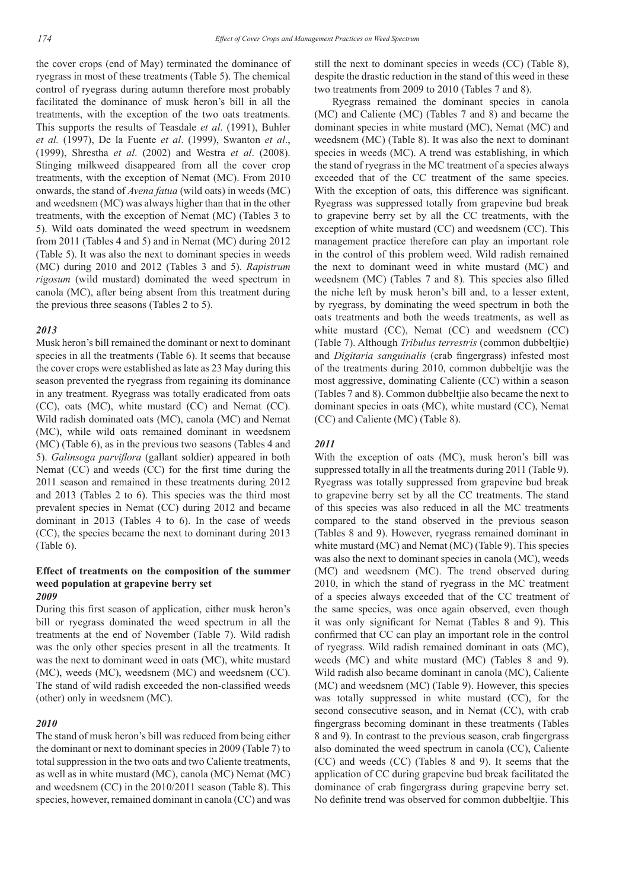the cover crops (end of May) terminated the dominance of ryegrass in most of these treatments (Table 5). The chemical control of ryegrass during autumn therefore most probably facilitated the dominance of musk heron's bill in all the treatments, with the exception of the two oats treatments. This supports the results of Teasdale *et al*. (1991), Buhler *et al.* (1997), De la Fuente *et al*. (1999), Swanton *et al*., (1999), Shrestha *et al*. (2002) and Westra *et al*. (2008). Stinging milkweed disappeared from all the cover crop treatments, with the exception of Nemat (MC). From 2010 onwards, the stand of *Avena fatua* (wild oats) in weeds (MC) and weedsnem (MC) was always higher than that in the other treatments, with the exception of Nemat (MC) (Tables 3 to 5). Wild oats dominated the weed spectrum in weedsnem from 2011 (Tables 4 and 5) and in Nemat (MC) during 2012 (Table 5). It was also the next to dominant species in weeds (MC) during 2010 and 2012 (Tables 3 and 5). *Rapistrum rigosum* (wild mustard) dominated the weed spectrum in canola (MC), after being absent from this treatment during the previous three seasons (Tables 2 to 5).

***2013***

Musk heron's bill remained the dominant or next to dominant species in all the treatments (Table 6). It seems that because the cover crops were established as late as 23 May during this season prevented the ryegrass from regaining its dominance in any treatment. Ryegrass was totally eradicated from oats (CC), oats (MC), white mustard (CC) and Nemat (CC). Wild radish dominated oats (MC), canola (MC) and Nemat (MC), while wild oats remained dominant in weedsnem (MC) (Table 6), as in the previous two seasons (Tables 4 and 5). *Galinsoga parviflora* (gallant soldier) appeared in both Nemat (CC) and weeds (CC) for the first time during the 2011 season and remained in these treatments during 2012 and 2013 (Tables 2 to 6). This species was the third most prevalent species in Nemat (CC) during 2012 and became dominant in 2013 (Tables 4 to 6). In the case of weeds (CC), the species became the next to dominant during 2013 (Table 6).

**Effect of treatments on the composition of the summer weed population at grapevine berry set**

***2009***

During this first season of application, either musk heron's bill or ryegrass dominated the weed spectrum in all the treatments at the end of November (Table 7). Wild radish was the only other species present in all the treatments. It was the next to dominant weed in oats (MC), white mustard (MC), weeds (MC), weedsnem (MC) and weedsnem (CC). The stand of wild radish exceeded the non-classified weeds (other) only in weedsnem (MC).

***2010***

The stand of musk heron's bill was reduced from being either the dominant or next to dominant species in 2009 (Table 7) to total suppression in the two oats and two Caliente treatments, as well as in white mustard (MC), canola (MC) Nemat (MC) and weedsnem (CC) in the 2010/2011 season (Table 8). This species, however, remained dominant in canola (CC) and was still the next to dominant species in weeds (CC) (Table 8), despite the drastic reduction in the stand of this weed in these two treatments from 2009 to 2010 (Tables 7 and 8).

Ryegrass remained the dominant species in canola (MC) and Caliente (MC) (Tables 7 and 8) and became the dominant species in white mustard (MC), Nemat (MC) and weedsnem (MC) (Table 8). It was also the next to dominant species in weeds (MC). A trend was establishing, in which the stand of ryegrass in the MC treatment of a species always exceeded that of the CC treatment of the same species. With the exception of oats, this difference was significant. Ryegrass was suppressed totally from grapevine bud break to grapevine berry set by all the CC treatments, with the exception of white mustard (CC) and weedsnem (CC). This management practice therefore can play an important role in the control of this problem weed. Wild radish remained the next to dominant weed in white mustard (MC) and weedsnem (MC) (Tables 7 and 8). This species also filled the niche left by musk heron's bill and, to a lesser extent, by ryegrass, by dominating the weed spectrum in both the oats treatments and both the weeds treatments, as well as white mustard (CC), Nemat (CC) and weedsnem (CC) (Table 7). Although *Tribulus terrestris* (common dubbeltjie) and *Digitaria sanguinalis* (crab fingergrass) infested most of the treatments during 2010, common dubbeltjie was the most aggressive, dominating Caliente (CC) within a season (Tables 7 and 8). Common dubbeltjie also became the next to dominant species in oats (MC), white mustard (CC), Nemat (CC) and Caliente (MC) (Table 8).

***2011***

With the exception of oats (MC), musk heron's bill was suppressed totally in all the treatments during 2011 (Table 9). Ryegrass was totally suppressed from grapevine bud break to grapevine berry set by all the CC treatments. The stand of this species was also reduced in all the MC treatments compared to the stand observed in the previous season (Tables 8 and 9). However, ryegrass remained dominant in white mustard (MC) and Nemat (MC) (Table 9). This species was also the next to dominant species in canola (MC), weeds (MC) and weedsnem (MC). The trend observed during 2010, in which the stand of ryegrass in the MC treatment of a species always exceeded that of the CC treatment of the same species, was once again observed, even though it was only significant for Nemat (Tables 8 and 9). This confirmed that CC can play an important role in the control of ryegrass. Wild radish remained dominant in oats (MC), weeds (MC) and white mustard (MC) (Tables 8 and 9). Wild radish also became dominant in canola (MC), Caliente (MC) and weedsnem (MC) (Table 9). However, this species was totally suppressed in white mustard (CC), for the second consecutive season, and in Nemat (CC), with crab fingergrass becoming dominant in these treatments (Tables 8 and 9). In contrast to the previous season, crab fingergrass also dominated the weed spectrum in canola (CC), Caliente (CC) and weeds (CC) (Tables 8 and 9). It seems that the application of CC during grapevine bud break facilitated the dominance of crab fingergrass during grapevine berry set. No definite trend was observed for common dubbeltjie. This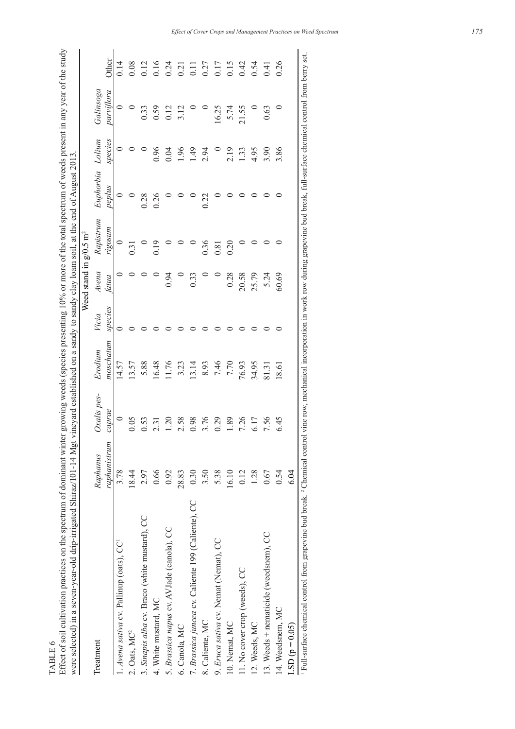TABLE 6

Effect of soil cultivation practices on the spectrum of dominant winter growing weeds (species presenting 10% or more of the total spectrum of weeds present in any year of the study were selected) in a seven-year-old drip-irrigated Shiraz/101-14 Mgt vineyard established on a sandy to sandy clay loam soil, at the end of August 2013.

| Treatment | Weed stand in g/0.5 m² | | | | | | | | | | |
|---|---|---|---|---|---|---|---|---|---|---|---|
| | *Raphanus raphanistrum* | *Oxalis pes-caprae* | *Erodium moschatum* | *Vicia species* | *Avena fatua* | *Rapistrum rigosum* | *Euphorbia peplus* | *Lolium species* | *Galinsoga parviflora* | Other |
| 1. *Avena sativa* cv. Pallinup (oats), CC[1] | 3.78 | 0 | 14.57 | 0 | 0 | 0 | 0 | 0 | 0 | 0.14 |
| 2. Oats, MC[2] | 18.44 | 0.05 | 13.57 | 0 | 0 | 0.31 | 0 | 0 | 0 | 0.08 |
| 3. *Sinapis alba* cv. Braco (white mustard), CC | 2.97 | 0.53 | 5.88 | 0 | 0 | 0 | 0.28 | 0 | 0.33 | 0.12 |
| 4. White mustard, MC | 0.66 | 2.31 | 16.48 | 0 | 0 | 0.19 | 0.26 | 0.96 | 0.59 | 0.16 |
| 5. *Brassica napus* cv. AVJade (canola), CC | 0.92 | 1.20 | 11.76 | 0 | 0.94 | 0 | 0 | 0.04 | 0.12 | 0.24 |
| 6. Canola, MC | 28.83 | 2.58 | 3.23 | 0 | 0 | 0 | 0 | 1.96 | 3.12 | 0.21 |
| 7. *Brassica juncea* cv. Caliente 199 (Caliente), CC | 0.30 | 0.98 | 13.14 | 0 | 0.33 | 0 | 0 | 1.49 | 0 | 0.11 |
| 8. Caliente, MC | 3.50 | 3.76 | 8.93 | 0 | 0 | 0.36 | 0.22 | 2.94 | 0 | 0.27 |
| 9. *Eruca sativa* cv. Nemat (Nemat), CC | 5.38 | 0.29 | 7.46 | 0 | 0 | 0.81 | 0 | 0 | 16.25 | 0.17 |
| 10. Nemat, MC | 16.10 | 1.89 | 7.70 | 0 | 0.28 | 0.20 | 0 | 2.19 | 5.74 | 0.15 |
| 11. No cover crop (weeds), CC | 0.12 | 7.26 | 76.93 | 0 | 20.58 | 0 | 0 | 1.33 | 21.55 | 0.42 |
| 12. Weeds, MC | 1.28 | 6.17 | 34.95 | 0 | 25.79 | 0 | 0 | 4.95 | 0 | 0.54 |
| 13. Weeds + nematicide (weedsnem), CC | 0.67 | 7.56 | 81.31 | 0 | 5.24 | 0 | 0 | 3.90 | 0.63 | 0.41 |
| 14. Weedsnem, MC | 0.54 | 6.45 | 18.61 | 0 | 60.69 | 0 | 0 | 3.86 | 0 | 0.26 |
| LSD ($p = 0.05$) | 6.04 | | | | | | | | | |

[1] Full-surface chemical control from grapevine bud break. [2] Chemical control vine row, mechanical incorporation in work row during grapevine bud break, full-surface chemical control from berry set.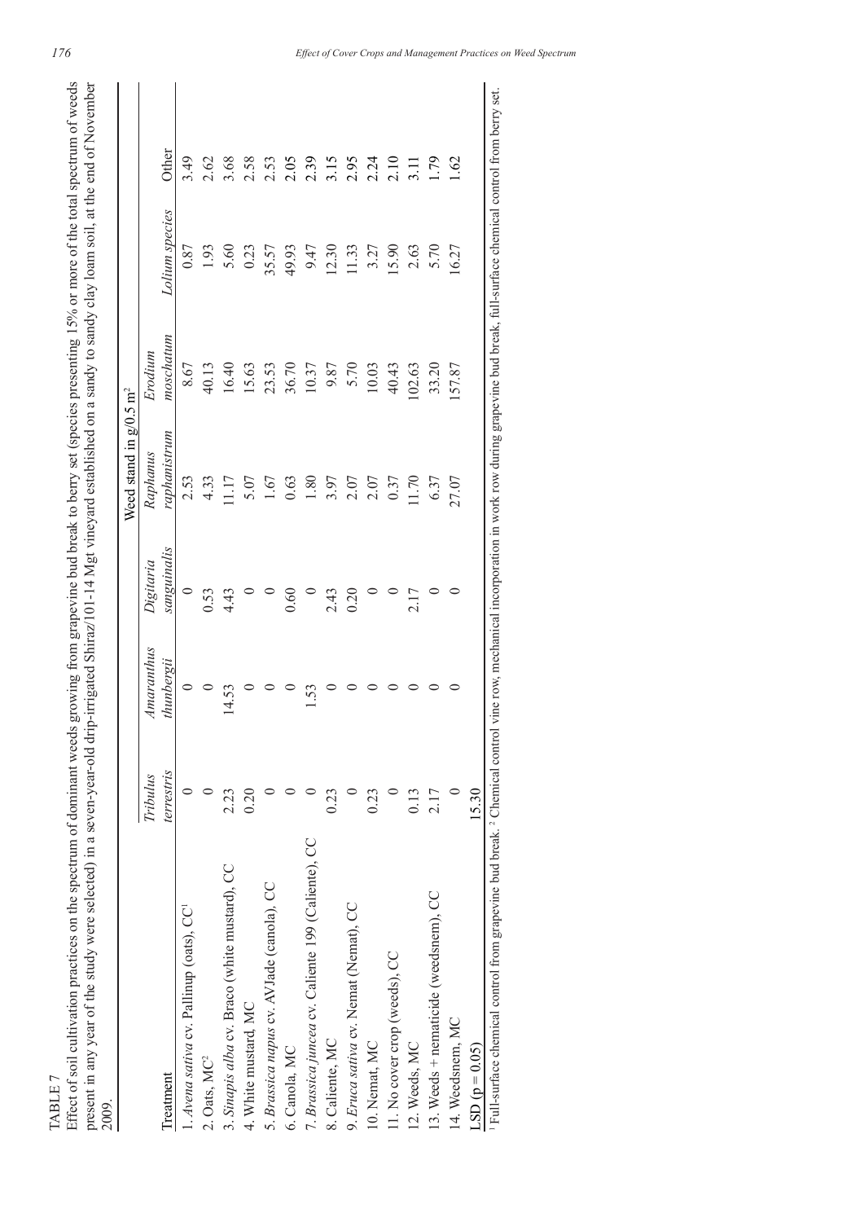TABLE 7

Effect of soil cultivation practices on the spectrum of dominant weeds growing from grapevine bud break to berry set (species presenting 15% or more of the total spectrum of weeds present in any year of the study were selected) in a seven-year-old drip-irrigated Shiraz/101-14 Mgt vineyard established on a sandy to sandy clay loam soil, at the end of November 2009.

| Treatment | Weed stand in g/0.5 m² | | | | | | |
|---|---|---|---|---|---|---|---|
| | *Tribulus terrestris* | *Amaranthus thunbergii* | *Digitaria sanguinalis* | *Raphanus raphanistrum* | *Erodium moschatum* | *Lolium species* | Other |
| 1. *Avena sativa* cv. Pallinup (oats), CC[1] | 0 | 0 | 0 | 2.53 | 8.67 | 0.87 | 3.49 |
| 2. Oats, MC[2] | 0 | 0 | 0.53 | 4.33 | 40.13 | 1.93 | 2.62 |
| 3. *Sinapis alba* cv. Braco (white mustard), CC | 2.23 | 14.53 | 4.43 | 11.17 | 16.40 | 5.60 | 3.68 |
| 4. White mustard, MC | 0.20 | 0 | 0 | 5.07 | 15.63 | 0.23 | 2.58 |
| 5. *Brassica napus* cv. AVJade (canola), CC | 0 | 0 | 0 | 1.67 | 23.53 | 35.57 | 2.53 |
| 6. Canola, MC | 0 | 0 | 0.60 | 0.63 | 36.70 | 49.93 | 2.05 |
| 7. *Brassica juncea* cv. Caliente 199 (Caliente), CC | 0 | 1.53 | 0 | 1.80 | 10.37 | 9.47 | 2.39 |
| 8. Caliente, MC | 0.23 | 0 | 2.43 | 3.97 | 9.87 | 12.30 | 3.15 |
| 9. *Eruca sativa* cv. Nemat (Nemat), CC | 0 | 0 | 0.20 | 2.07 | 5.70 | 11.33 | 2.95 |
| 10. Nemat, MC | 0.23 | 0 | 0 | 2.07 | 10.03 | 3.27 | 2.24 |
| 11. No cover crop (weeds), CC | 0 | 0 | 0 | 0.37 | 40.43 | 15.90 | 2.10 |
| 12. Weeds, MC | 0.13 | 0 | 2.17 | 11.70 | 102.63 | 2.63 | 3.11 |
| 13. Weeds + nematicide (weedsnem), CC | 2.17 | 0 | 0 | 6.37 | 33.20 | 5.70 | 1.79 |
| 14. Weedsnem, MC | 0 | 0 | 0 | 27.07 | 157.87 | 16.27 | 1.62 |
| LSD (p = 0.05) | 15.30 | | | | | | |

[1] Full-surface chemical control from grapevine bud break. [2] Chemical control vine row, mechanical incorporation in work row during grapevine bud break, full-surface chemical control from berry set.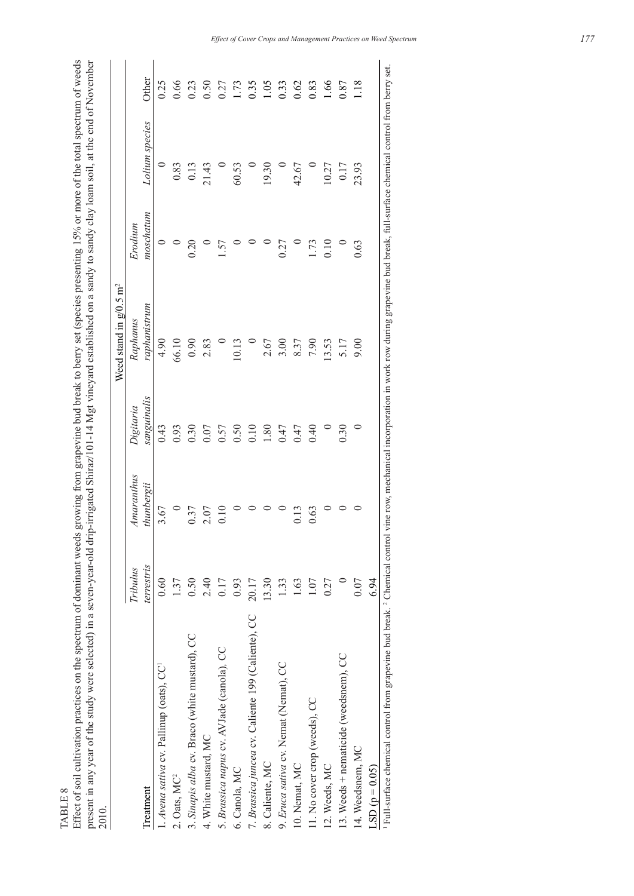TABLE 8

Effect of soil cultivation practices on the spectrum of dominant weeds growing from grapevine bud break to berry set (species presenting 15% or more of the total spectrum of weeds present in any year of the study were selected) in a seven-year-old drip-irrigated Shiraz/101-14 Mgt vineyard established on a sandy to sandy clay loam soil, at the end of November 2010.

| Treatment | Weed stand in g/0.5 m² | | | | | | |
|---|---|---|---|---|---|---|---|
| | *Tribulus terrestris* | *Amaranthus thunbergii* | *Digitaria sanguinalis* | *Raphanus raphanistrum* | *Erodium moschatum* | *Lolium species* | Other |
| 1. *Avena sativa* cv. Pallinup (oats), CC[1] | 0.60 | 3.67 | 0.43 | 4.90 | 0 | 0 | 0.25 |
| 2. Oats, MC[2] | 1.37 | 0 | 0.93 | 66.10 | 0 | 0.83 | 0.66 |
| 3. *Sinapis alba* cv. Braco (white mustard), CC | 0.50 | 0.37 | 0.30 | 0.90 | 0.20 | 0.13 | 0.23 |
| 4. White mustard, MC | 2.40 | 2.07 | 0.07 | 2.83 | 0 | 21.43 | 0.50 |
| 5. *Brassica napus* cv. AVJade (canola), CC | 0.17 | 0.10 | 0.57 | 0 | 1.57 | 0 | 0.27 |
| 6. Canola, MC | 0.93 | 0 | 0.50 | 10.13 | 0 | 60.53 | 1.73 |
| 7. *Brassica juncea* cv. Caliente 199 (Caliente), CC | 20.17 | 0 | 0.10 | 0 | 0 | 0 | 0.35 |
| 8. Caliente, MC | 13.30 | 0 | 1.80 | 2.67 | 0 | 19.30 | 1.05 |
| 9. *Eruca sativa* cv. Nemat (Nemat), CC | 1.33 | 0 | 0.47 | 3.00 | 0.27 | 0 | 0.33 |
| 10. Nemat, MC | 1.63 | 0.13 | 0.47 | 8.37 | 0 | 42.67 | 0.62 |
| 11. No cover crop (weeds), CC | 1.07 | 0.63 | 0.40 | 7.90 | 1.73 | 0 | 0.83 |
| 12. Weeds, MC | 0.27 | 0 | 0 | 13.53 | 0.10 | 10.27 | 1.66 |
| 13. Weeds + nematicide (weedsnem), CC | 0 | 0 | 0.30 | 5.17 | 0 | 0.17 | 0.87 |
| 14. Weedsnem, MC | 0.07 | 0 | 0 | 9.00 | 0.63 | 23.93 | 1.18 |
| LSD (p = 0.05) | 6.94 | | | | | | |

[1] Full-surface chemical control from grapevine bud break. [2] Chemical control vine row, mechanical incorporation in work row during grapevine bud break, full-surface chemical control from berry set.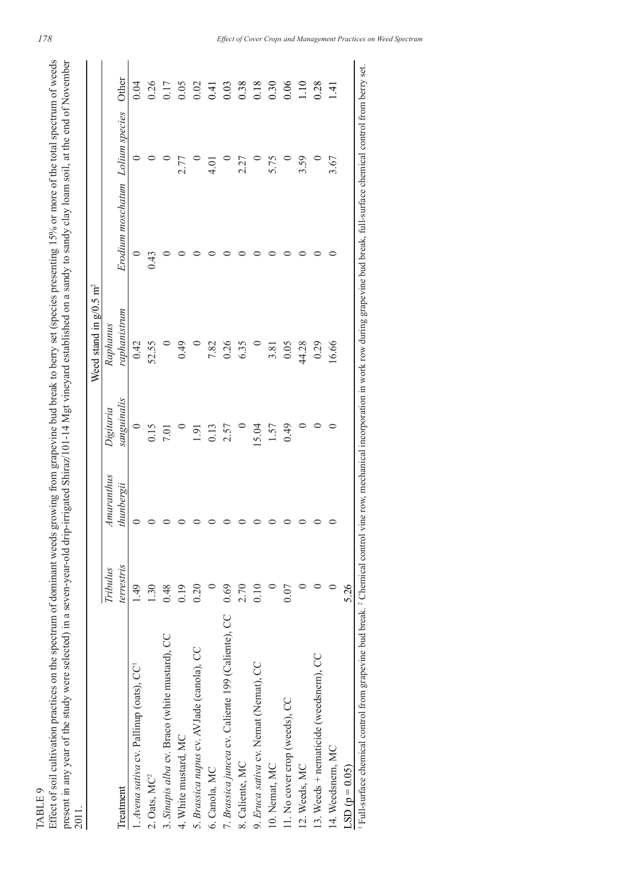TABLE 9

Effect of soil cultivation practices on the spectrum of dominant weeds growing from grapevine bud break to berry set (species presenting 15% or more of the total spectrum of weeds present in any year of the study were selected) in a seven-year-old drip-irrigated Shiraz/101-14 Mgt vineyard established on a sandy to sandy clay loam soil, at the end of November 2011.

| Treatment | Weed stand in g/0.5 m² | | | | | | |
|---|---|---|---|---|---|---|---|
| | *Tribulus terrestris* | *Amaranthus thunbergii* | *Digitaria sanguinalis* | *Raphanus raphanistrum* | *Erodium moschatum* | *Lolium species* | Other |
| 1. *Avena sativa* cv. Pallinup (oats), CC[1] | 1.49 | 0 | 0 | 0.42 | 0 | 0 | 0.04 |
| 2. Oats, MC[2] | 1.30 | 0 | 0.15 | 52.55 | 0.43 | 0 | 0.26 |
| 3. *Sinapis alba* cv. Braco (white mustard), CC | 0.48 | 0 | 7.01 | 0 | 0 | 0 | 0.17 |
| 4. White mustard, MC | 0.19 | 0 | 0 | 0.49 | 0 | 2.77 | 0.05 |
| 5. *Brassica napus* cv. AVJade (canola), CC | 0.20 | 0 | 1.91 | 0 | 0 | 0 | 0.02 |
| 6. Canola, MC | 0 | 0 | 0.13 | 7.82 | 0 | 4.01 | 0.41 |
| 7. *Brassica juncea* cv. Caliente 199 (Caliente), CC | 0.69 | 0 | 2.57 | 0.26 | 0 | 0 | 0.03 |
| 8. Caliente, MC | 2.70 | 0 | 0 | 6.35 | 0 | 2.27 | 0.38 |
| 9. *Eruca sativa* cv. Nemat (Nemat), CC | 0.10 | 0 | 15.04 | 0 | 0 | 0 | 0.18 |
| 10. Nemat, MC | 0 | 0 | 1.57 | 3.81 | 0 | 5.75 | 0.30 |
| 11. No cover crop (weeds), CC | 0.07 | 0 | 0.49 | 0.05 | 0 | 0 | 0.06 |
| 12. Weeds, MC | 0 | 0 | 0 | 44.28 | 0 | 3.59 | 1.10 |
| 13. Weeds + nematicide (weedsnem), CC | 0 | 0 | 0 | 0.29 | 0 | 0 | 0.28 |
| 14. Weedsnem, MC | 0 | 0 | 0 | 16.66 | 0 | 3.67 | 1.41 |
| LSD ($p = 0.05$) | 5.26 | | | | | | |

[1] Full-surface chemical control from grapevine bud break. [2] Chemical control vine row, mechanical incorporation in work row during grapevine bud break, full-surface chemical control from berry set.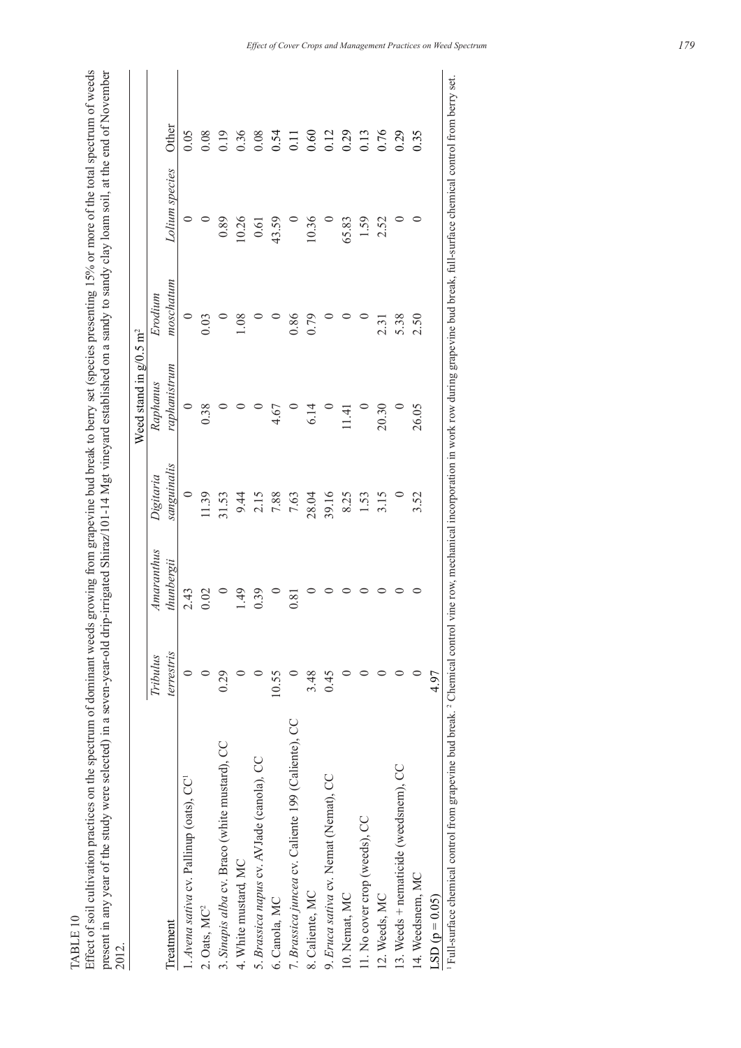TABLE 10

Effect of soil cultivation practices on the spectrum of dominant weeds growing from grapevine bud break to berry set (species presenting 15% or more of the total spectrum of weeds present in any year of the study were selected) in a seven-year-old drip-irrigated Shiraz/101-14 Mgt vineyard established on a sandy to sandy clay loam soil, at the end of November 2012.

| Treatment | Weed stand in g/0.5 m² | | | | | | |
|---|---|---|---|---|---|---|---|
| | *Tribulus terrestris* | *Amaranthus thunbergii* | *Digitaria sanguinalis* | *Raphanus raphanistrum* | *Erodium moschatum* | *Lolium species* | Other |
| 1. *Avena sativa* cv. Pallinup (oats), CC[1] | 0 | 2.43 | 0 | 0 | 0 | 0 | 0.05 |
| 2. Oats, MC[2] | 0 | 0.02 | 11.39 | 0.38 | 0.03 | 0 | 0.08 |
| 3. *Sinapis alba* cv. Braco (white mustard), CC | 0.29 | 0 | 31.53 | 0 | 0 | 0.89 | 0.19 |
| 4. White mustard, MC | 0 | 1.49 | 9.44 | 0 | 1.08 | 10.26 | 0.36 |
| 5. *Brassica napus* cv. AVJade (canola), CC | 0 | 0.39 | 2.15 | 0 | 0 | 0.61 | 0.08 |
| 6. Canola, MC | 10.55 | 0 | 7.88 | 4.67 | 0 | 43.59 | 0.54 |
| 7. *Brassica juncea* cv. Caliente 199 (Caliente), CC | 0 | 0.81 | 7.63 | 0 | 0.86 | 0 | 0.11 |
| 8. Caliente, MC | 3.48 | 0 | 28.04 | 6.14 | 0.79 | 10.36 | 0.60 |
| 9. *Eruca sativa* cv. Nemat (Nemat), CC | 0.45 | 0 | 39.16 | 0 | 0 | 0 | 0.12 |
| 10. Nemat, MC | 0 | 0 | 8.25 | 11.41 | 0 | 65.83 | 0.29 |
| 11. No cover crop (weeds), CC | 0 | 0 | 1.53 | 0 | 0 | 1.59 | 0.13 |
| 12. Weeds, MC | 0 | 0 | 3.15 | 20.30 | 2.31 | 2.52 | 0.76 |
| 13. Weeds + nematicide (weedsnem), CC | 0 | 0 | 0 | 0 | 5.38 | 0 | 0.29 |
| 14. Weedsnem, MC | 0 | 0 | 3.52 | 26.05 | 2.50 | 0 | 0.35 |
| LSD (p = 0.05) | 4.97 | | | | | | |

[1] Full-surface chemical control from grapevine bud break. [2] Chemical control vine row, mechanical incorporation in work row during grapevine bud break, full-surface chemical control from berry set.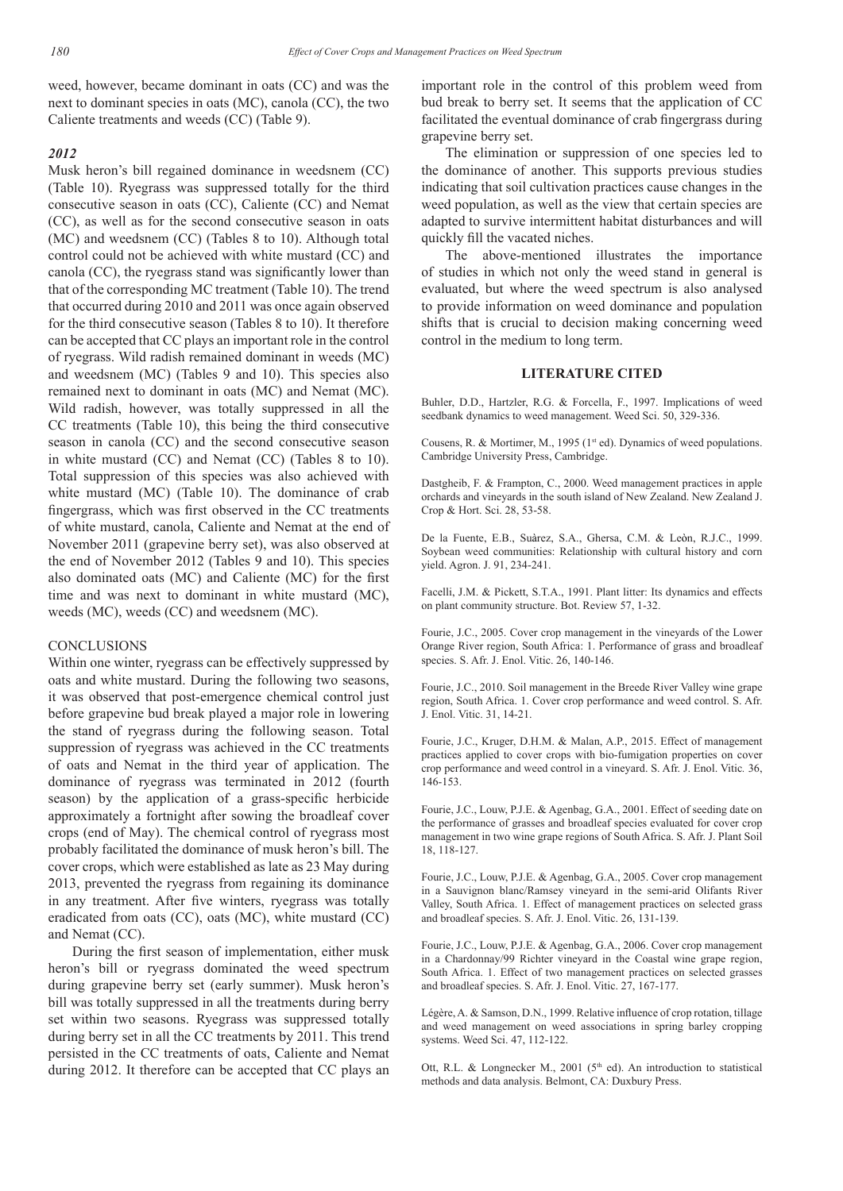weed, however, became dominant in oats (CC) and was the next to dominant species in oats (MC), canola (CC), the two Caliente treatments and weeds (CC) (Table 9).

### *2012*

Musk heron's bill regained dominance in weedsnem (CC) (Table 10). Ryegrass was suppressed totally for the third consecutive season in oats (CC), Caliente (CC) and Nemat (CC), as well as for the second consecutive season in oats (MC) and weedsnem (CC) (Tables 8 to 10). Although total control could not be achieved with white mustard (CC) and canola (CC), the ryegrass stand was significantly lower than that of the corresponding MC treatment (Table 10). The trend that occurred during 2010 and 2011 was once again observed for the third consecutive season (Tables 8 to 10). It therefore can be accepted that CC plays an important role in the control of ryegrass. Wild radish remained dominant in weeds (MC) and weedsnem (MC) (Tables 9 and 10). This species also remained next to dominant in oats (MC) and Nemat (MC). Wild radish, however, was totally suppressed in all the CC treatments (Table 10), this being the third consecutive season in canola (CC) and the second consecutive season in white mustard (CC) and Nemat (CC) (Tables 8 to 10). Total suppression of this species was also achieved with white mustard (MC) (Table 10). The dominance of crab fingergrass, which was first observed in the CC treatments of white mustard, canola, Caliente and Nemat at the end of November 2011 (grapevine berry set), was also observed at the end of November 2012 (Tables 9 and 10). This species also dominated oats (MC) and Caliente (MC) for the first time and was next to dominant in white mustard (MC), weeds (MC), weeds (CC) and weedsnem (MC).

## CONCLUSIONS

Within one winter, ryegrass can be effectively suppressed by oats and white mustard. During the following two seasons, it was observed that post-emergence chemical control just before grapevine bud break played a major role in lowering the stand of ryegrass during the following season. Total suppression of ryegrass was achieved in the CC treatments of oats and Nemat in the third year of application. The dominance of ryegrass was terminated in 2012 (fourth season) by the application of a grass-specific herbicide approximately a fortnight after sowing the broadleaf cover crops (end of May). The chemical control of ryegrass most probably facilitated the dominance of musk heron's bill. The cover crops, which were established as late as 23 May during 2013, prevented the ryegrass from regaining its dominance in any treatment. After five winters, ryegrass was totally eradicated from oats (CC), oats (MC), white mustard (CC) and Nemat (CC).

During the first season of implementation, either musk heron's bill or ryegrass dominated the weed spectrum during grapevine berry set (early summer). Musk heron's bill was totally suppressed in all the treatments during berry set within two seasons. Ryegrass was suppressed totally during berry set in all the CC treatments by 2011. This trend persisted in the CC treatments of oats, Caliente and Nemat during 2012. It therefore can be accepted that CC plays an important role in the control of this problem weed from bud break to berry set. It seems that the application of CC facilitated the eventual dominance of crab fingergrass during grapevine berry set.

The elimination or suppression of one species led to the dominance of another. This supports previous studies indicating that soil cultivation practices cause changes in the weed population, as well as the view that certain species are adapted to survive intermittent habitat disturbances and will quickly fill the vacated niches.

The above-mentioned illustrates the importance of studies in which not only the weed stand in general is evaluated, but where the weed spectrum is also analysed to provide information on weed dominance and population shifts that is crucial to decision making concerning weed control in the medium to long term.

## LITERATURE CITED

Buhler, D.D., Hartzler, R.G. & Forcella, F., 1997. Implications of weed seedbank dynamics to weed management. Weed Sci. 50, 329-336.

Cousens, R. & Mortimer, M., 1995 (1st ed). Dynamics of weed populations. Cambridge University Press, Cambridge.

Dastgheib, F. & Frampton, C., 2000. Weed management practices in apple orchards and vineyards in the south island of New Zealand. New Zealand J. Crop & Hort. Sci. 28, 53-58.

De la Fuente, E.B., Suàrez, S.A., Ghersa, C.M. & Leòn, R.J.C., 1999. Soybean weed communities: Relationship with cultural history and corn yield. Agron. J. 91, 234-241.

Facelli, J.M. & Pickett, S.T.A., 1991. Plant litter: Its dynamics and effects on plant community structure. Bot. Review 57, 1-32.

Fourie, J.C., 2005. Cover crop management in the vineyards of the Lower Orange River region, South Africa: 1. Performance of grass and broadleaf species. S. Afr. J. Enol. Vitic. 26, 140-146.

Fourie, J.C., 2010. Soil management in the Breede River Valley wine grape region, South Africa. 1. Cover crop performance and weed control. S. Afr. J. Enol. Vitic. 31, 14-21.

Fourie, J.C., Kruger, D.H.M. & Malan, A.P., 2015. Effect of management practices applied to cover crops with bio-fumigation properties on cover crop performance and weed control in a vineyard. S. Afr. J. Enol. Vitic. 36, 146-153.

Fourie, J.C., Louw, P.J.E. & Agenbag, G.A., 2001. Effect of seeding date on the performance of grasses and broadleaf species evaluated for cover crop management in two wine grape regions of South Africa. S. Afr. J. Plant Soil 18, 118-127.

Fourie, J.C., Louw, P.J.E. & Agenbag, G.A., 2005. Cover crop management in a Sauvignon blanc/Ramsey vineyard in the semi-arid Olifants River Valley, South Africa. 1. Effect of management practices on selected grass and broadleaf species. S. Afr. J. Enol. Vitic. 26, 131-139.

Fourie, J.C., Louw, P.J.E. & Agenbag, G.A., 2006. Cover crop management in a Chardonnay/99 Richter vineyard in the Coastal wine grape region, South Africa. 1. Effect of two management practices on selected grasses and broadleaf species. S. Afr. J. Enol. Vitic. 27, 167-177.

Légère, A. & Samson, D.N., 1999. Relative influence of crop rotation, tillage and weed management on weed associations in spring barley cropping systems. Weed Sci. 47, 112-122.

Ott, R.L. & Longnecker M., 2001 (5th ed). An introduction to statistical methods and data analysis. Belmont, CA: Duxbury Press.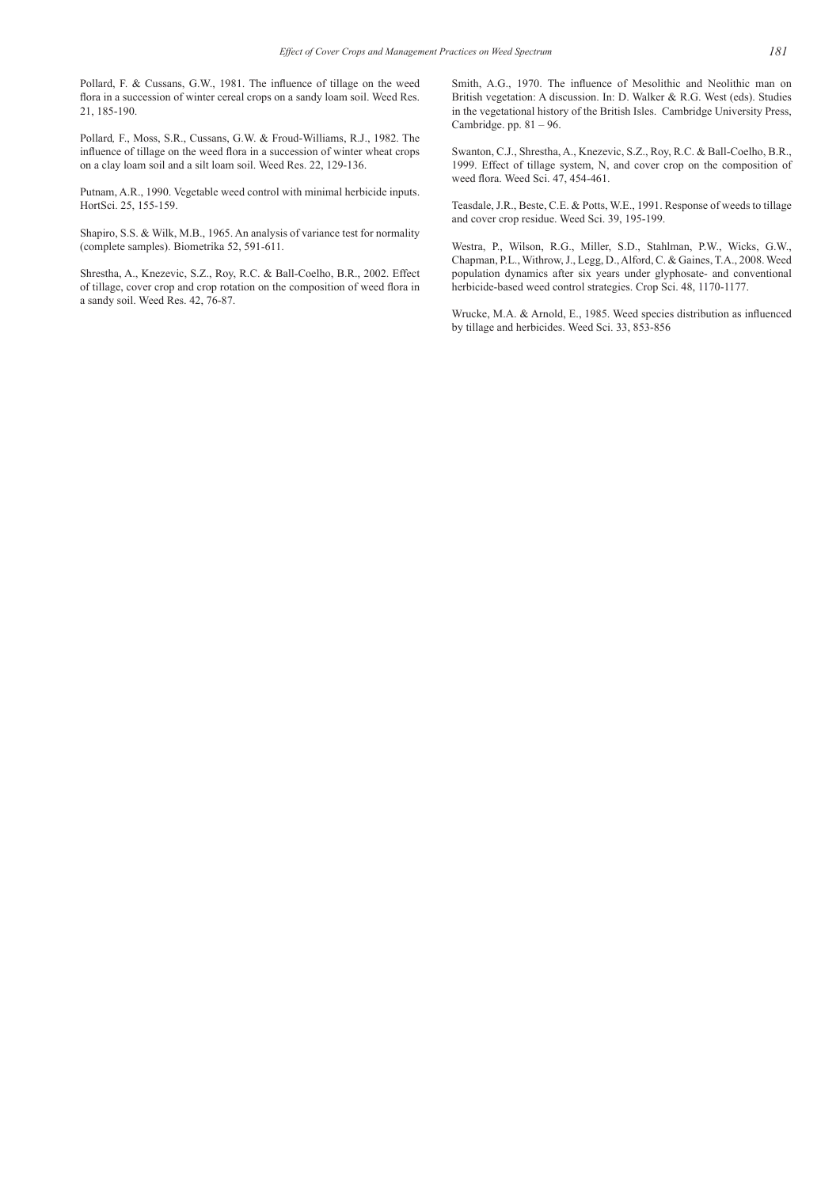Pollard, F. & Cussans, G.W., 1981. The influence of tillage on the weed flora in a succession of winter cereal crops on a sandy loam soil. Weed Res. 21, 185-190.

Pollard*,* F., Moss, S.R., Cussans, G.W. & Froud-Williams, R.J., 1982. The influence of tillage on the weed flora in a succession of winter wheat crops on a clay loam soil and a silt loam soil. Weed Res. 22, 129-136.

Putnam, A.R., 1990. Vegetable weed control with minimal herbicide inputs. HortSci. 25, 155-159.

Shapiro, S.S. & Wilk, M.B., 1965. An analysis of variance test for normality (complete samples). Biometrika 52, 591-611.

Shrestha, A., Knezevic, S.Z., Roy, R.C. & Ball-Coelho, B.R., 2002. Effect of tillage, cover crop and crop rotation on the composition of weed flora in a sandy soil. Weed Res. 42, 76-87.

Smith, A.G., 1970. The influence of Mesolithic and Neolithic man on British vegetation: A discussion. In: D. Walker & R.G. West (eds). Studies in the vegetational history of the British Isles. Cambridge University Press, Cambridge. pp. 81 – 96.

Swanton, C.J., Shrestha, A., Knezevic, S.Z., Roy, R.C. & Ball-Coelho, B.R., 1999. Effect of tillage system, N, and cover crop on the composition of weed flora. Weed Sci. 47, 454-461.

Teasdale, J.R., Beste, C.E. & Potts, W.E., 1991. Response of weeds to tillage and cover crop residue. Weed Sci. 39, 195-199.

Westra, P., Wilson, R.G., Miller, S.D., Stahlman, P.W., Wicks, G.W., Chapman, P.L., Withrow, J., Legg, D., Alford, C. & Gaines, T.A., 2008. Weed population dynamics after six years under glyphosate- and conventional herbicide-based weed control strategies. Crop Sci. 48, 1170-1177.

Wrucke, M.A. & Arnold, E., 1985. Weed species distribution as influenced by tillage and herbicides. Weed Sci. 33, 853-856